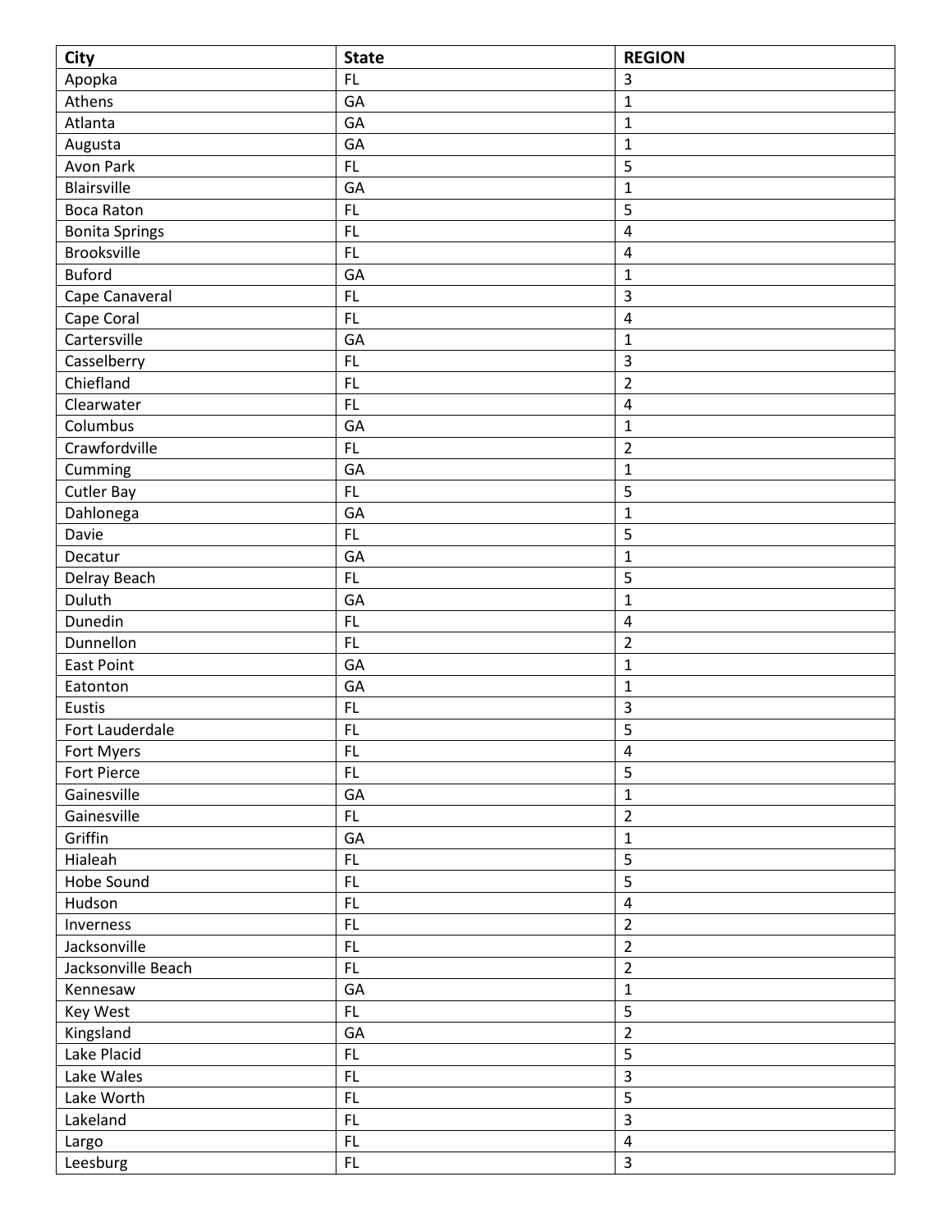| City | State | REGION |
|---|---|---|
| Apopka | FL | 3 |
| Athens | GA | 1 |
| Atlanta | GA | 1 |
| Augusta | GA | 1 |
| Avon Park | FL | 5 |
| Blairsville | GA | 1 |
| Boca Raton | FL | 5 |
| Bonita Springs | FL | 4 |
| Brooksville | FL | 4 |
| Buford | GA | 1 |
| Cape Canaveral | FL | 3 |
| Cape Coral | FL | 4 |
| Cartersville | GA | 1 |
| Casselberry | FL | 3 |
| Chiefland | FL | 2 |
| Clearwater | FL | 4 |
| Columbus | GA | 1 |
| Crawfordville | FL | 2 |
| Cumming | GA | 1 |
| Cutler Bay | FL | 5 |
| Dahlonega | GA | 1 |
| Davie | FL | 5 |
| Decatur | GA | 1 |
| Delray Beach | FL | 5 |
| Duluth | GA | 1 |
| Dunedin | FL | 4 |
| Dunnellon | FL | 2 |
| East Point | GA | 1 |
| Eatonton | GA | 1 |
| Eustis | FL | 3 |
| Fort Lauderdale | FL | 5 |
| Fort Myers | FL | 4 |
| Fort Pierce | FL | 5 |
| Gainesville | GA | 1 |
| Gainesville | FL | 2 |
| Griffin | GA | 1 |
| Hialeah | FL | 5 |
| Hobe Sound | FL | 5 |
| Hudson | FL | 4 |
| Inverness | FL | 2 |
| Jacksonville | FL | 2 |
| Jacksonville Beach | FL | 2 |
| Kennesaw | GA | 1 |
| Key West | FL | 5 |
| Kingsland | GA | 2 |
| Lake Placid | FL | 5 |
| Lake Wales | FL | 3 |
| Lake Worth | FL | 5 |
| Lakeland | FL | 3 |
| Largo | FL | 4 |
| Leesburg | FL | 3 |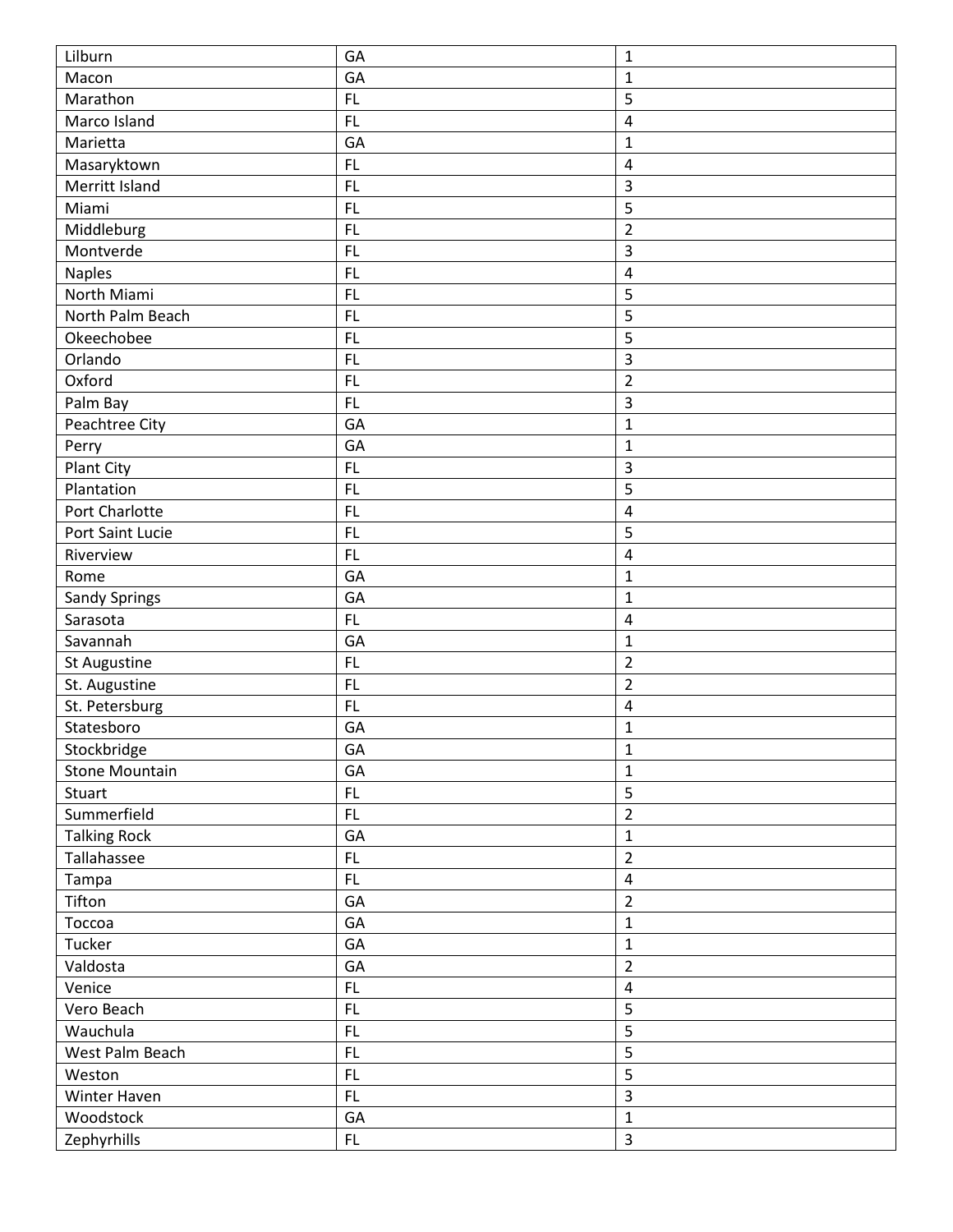| | | |
|---|---|---|
| Lilburn | GA | 1 |
| Macon | GA | 1 |
| Marathon | FL | 5 |
| Marco Island | FL | 4 |
| Marietta | GA | 1 |
| Masaryktown | FL | 4 |
| Merritt Island | FL | 3 |
| Miami | FL | 5 |
| Middleburg | FL | 2 |
| Montverde | FL | 3 |
| Naples | FL | 4 |
| North Miami | FL | 5 |
| North Palm Beach | FL | 5 |
| Okeechobee | FL | 5 |
| Orlando | FL | 3 |
| Oxford | FL | 2 |
| Palm Bay | FL | 3 |
| Peachtree City | GA | 1 |
| Perry | GA | 1 |
| Plant City | FL | 3 |
| Plantation | FL | 5 |
| Port Charlotte | FL | 4 |
| Port Saint Lucie | FL | 5 |
| Riverview | FL | 4 |
| Rome | GA | 1 |
| Sandy Springs | GA | 1 |
| Sarasota | FL | 4 |
| Savannah | GA | 1 |
| St Augustine | FL | 2 |
| St. Augustine | FL | 2 |
| St. Petersburg | FL | 4 |
| Statesboro | GA | 1 |
| Stockbridge | GA | 1 |
| Stone Mountain | GA | 1 |
| Stuart | FL | 5 |
| Summerfield | FL | 2 |
| Talking Rock | GA | 1 |
| Tallahassee | FL | 2 |
| Tampa | FL | 4 |
| Tifton | GA | 2 |
| Toccoa | GA | 1 |
| Tucker | GA | 1 |
| Valdosta | GA | 2 |
| Venice | FL | 4 |
| Vero Beach | FL | 5 |
| Wauchula | FL | 5 |
| West Palm Beach | FL | 5 |
| Weston | FL | 5 |
| Winter Haven | FL | 3 |
| Woodstock | GA | 1 |
| Zephyrhills | FL | 3 |